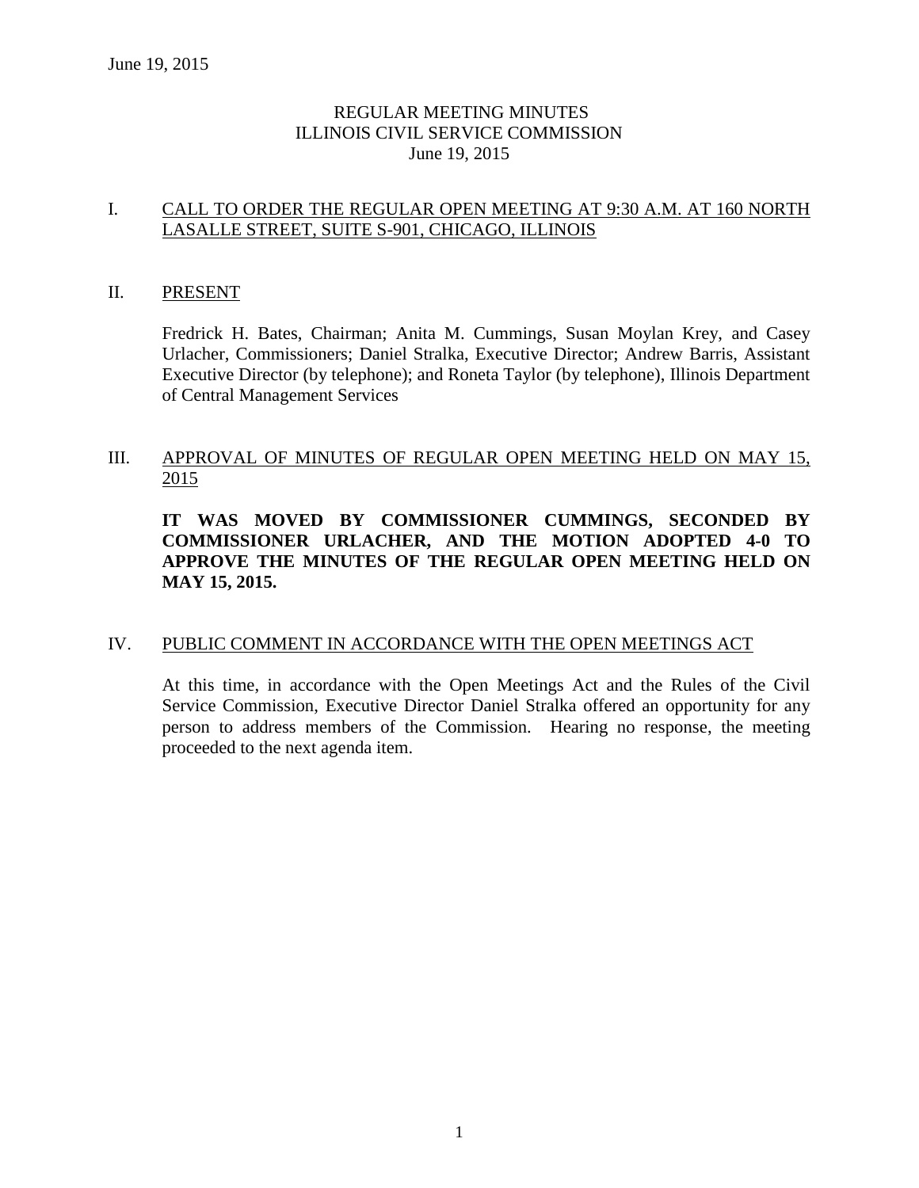# REGULAR MEETING MINUTES
# ILLINOIS CIVIL SERVICE COMMISSION
# June 19, 2015

## I. CALL TO ORDER THE REGULAR OPEN MEETING AT 9:30 A.M. AT 160 NORTH LASALLE STREET, SUITE S-901, CHICAGO, ILLINOIS

## II. PRESENT

Fredrick H. Bates, Chairman; Anita M. Cummings, Susan Moylan Krey, and Casey Urlacher, Commissioners; Daniel Stralka, Executive Director; Andrew Barris, Assistant Executive Director (by telephone); and Roneta Taylor (by telephone), Illinois Department of Central Management Services

## III. APPROVAL OF MINUTES OF REGULAR OPEN MEETING HELD ON MAY 15, 2015

**IT WAS MOVED BY COMMISSIONER CUMMINGS, SECONDED BY COMMISSIONER URLACHER, AND THE MOTION ADOPTED 4-0 TO APPROVE THE MINUTES OF THE REGULAR OPEN MEETING HELD ON MAY 15, 2015.**

## IV. PUBLIC COMMENT IN ACCORDANCE WITH THE OPEN MEETINGS ACT

At this time, in accordance with the Open Meetings Act and the Rules of the Civil Service Commission, Executive Director Daniel Stralka offered an opportunity for any person to address members of the Commission. Hearing no response, the meeting proceeded to the next agenda item.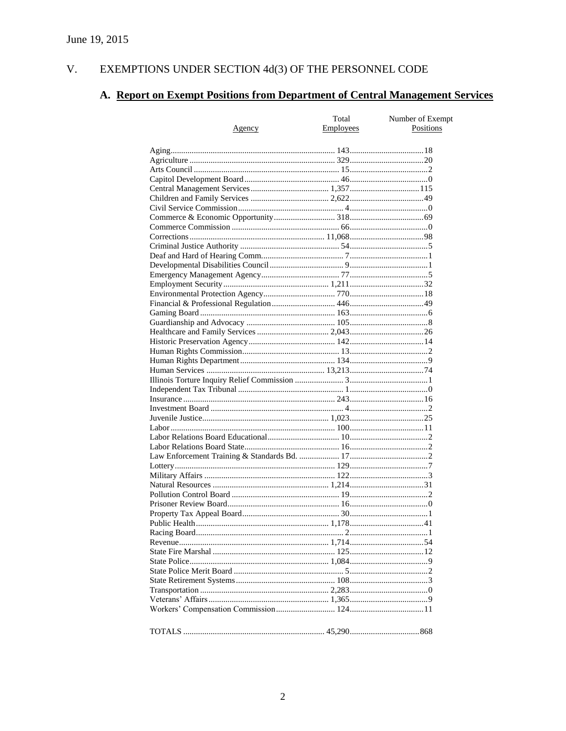June 19, 2015

## V. EXEMPTIONS UNDER SECTION 4d(3) OF THE PERSONNEL CODE

### A. Report on Exempt Positions from Department of Central Management Services

| Agency | Total Employees | Number of Exempt Positions |
|---|---|---|
| Aging | 143 | 18 |
| Agriculture | 329 | 20 |
| Arts Council | 15 | 2 |
| Capitol Development Board | 46 | 0 |
| Central Management Services | 1,357 | 115 |
| Children and Family Services | 2,622 | 49 |
| Civil Service Commission | 4 | 0 |
| Commerce & Economic Opportunity | 318 | 69 |
| Commerce Commission | 66 | 0 |
| Corrections | 11,068 | 98 |
| Criminal Justice Authority | 54 | 5 |
| Deaf and Hard of Hearing Comm. | 7 | 1 |
| Developmental Disabilities Council | 9 | 1 |
| Emergency Management Agency | 77 | 5 |
| Employment Security | 1,211 | 32 |
| Environmental Protection Agency | 770 | 18 |
| Financial & Professional Regulation | 446 | 49 |
| Gaming Board | 163 | 6 |
| Guardianship and Advocacy | 105 | 8 |
| Healthcare and Family Services | 2,043 | 26 |
| Historic Preservation Agency | 142 | 14 |
| Human Rights Commission | 13 | 2 |
| Human Rights Department | 134 | 9 |
| Human Services | 13,213 | 74 |
| Illinois Torture Inquiry Relief Commission | 3 | 1 |
| Independent Tax Tribunal | 1 | 0 |
| Insurance | 243 | 16 |
| Investment Board | 4 | 2 |
| Juvenile Justice | 1,023 | 25 |
| Labor | 100 | 11 |
| Labor Relations Board Educational | 10 | 2 |
| Labor Relations Board State | 16 | 2 |
| Law Enforcement Training & Standards Bd. | 17 | 2 |
| Lottery | 129 | 7 |
| Military Affairs | 122 | 3 |
| Natural Resources | 1,214 | 31 |
| Pollution Control Board | 19 | 2 |
| Prisoner Review Board | 16 | 0 |
| Property Tax Appeal Board | 30 | 1 |
| Public Health | 1,178 | 41 |
| Racing Board | 2 | 1 |
| Revenue | 1,714 | 54 |
| State Fire Marshal | 125 | 12 |
| State Police | 1,084 | 9 |
| State Police Merit Board | 5 | 2 |
| State Retirement Systems | 108 | 3 |
| Transportation | 2,283 | 0 |
| Veterans' Affairs | 1,365 | 9 |
| Workers' Compensation Commission | 124 | 11 |
| TOTALS | 45,290 | 868 |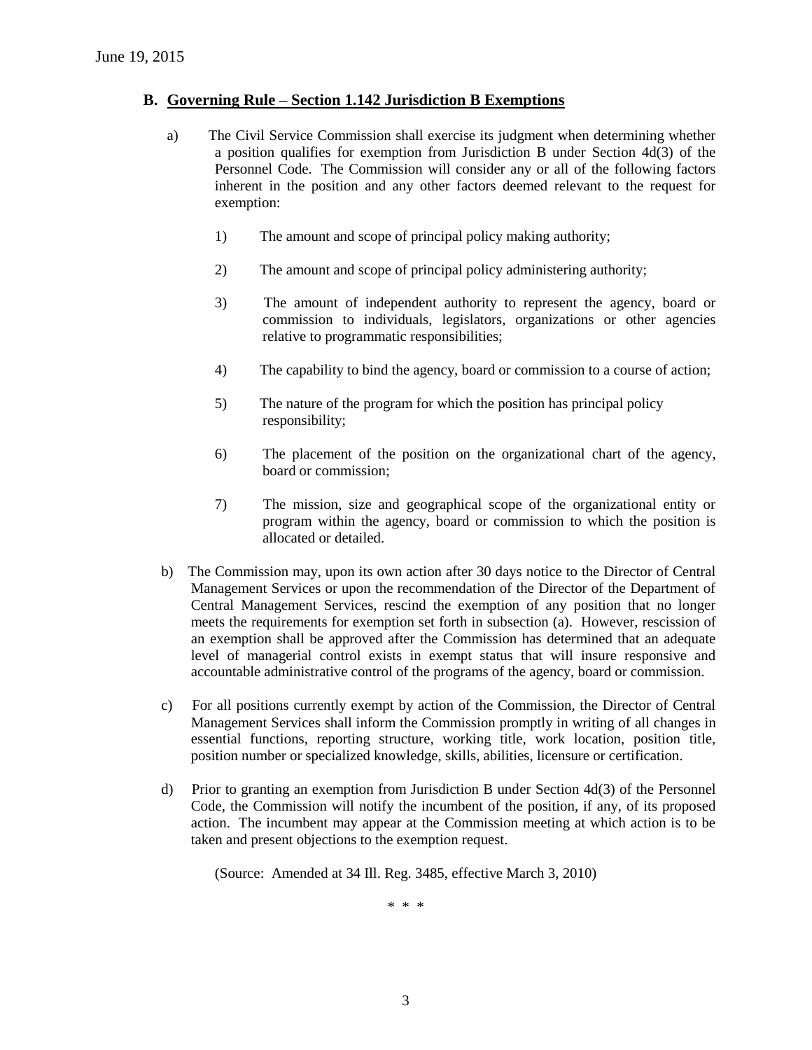## B. Governing Rule – Section 1.142 Jurisdiction B Exemptions

a) The Civil Service Commission shall exercise its judgment when determining whether a position qualifies for exemption from Jurisdiction B under Section 4d(3) of the Personnel Code. The Commission will consider any or all of the following factors inherent in the position and any other factors deemed relevant to the request for exemption:

1) The amount and scope of principal policy making authority;

2) The amount and scope of principal policy administering authority;

3) The amount of independent authority to represent the agency, board or commission to individuals, legislators, organizations or other agencies relative to programmatic responsibilities;

4) The capability to bind the agency, board or commission to a course of action;

5) The nature of the program for which the position has principal policy responsibility;

6) The placement of the position on the organizational chart of the agency, board or commission;

7) The mission, size and geographical scope of the organizational entity or program within the agency, board or commission to which the position is allocated or detailed.

b) The Commission may, upon its own action after 30 days notice to the Director of Central Management Services or upon the recommendation of the Director of the Department of Central Management Services, rescind the exemption of any position that no longer meets the requirements for exemption set forth in subsection (a). However, rescission of an exemption shall be approved after the Commission has determined that an adequate level of managerial control exists in exempt status that will insure responsive and accountable administrative control of the programs of the agency, board or commission.

c) For all positions currently exempt by action of the Commission, the Director of Central Management Services shall inform the Commission promptly in writing of all changes in essential functions, reporting structure, working title, work location, position title, position number or specialized knowledge, skills, abilities, licensure or certification.

d) Prior to granting an exemption from Jurisdiction B under Section 4d(3) of the Personnel Code, the Commission will notify the incumbent of the position, if any, of its proposed action. The incumbent may appear at the Commission meeting at which action is to be taken and present objections to the exemption request.

(Source: Amended at 34 Ill. Reg. 3485, effective March 3, 2010)

\* \* \*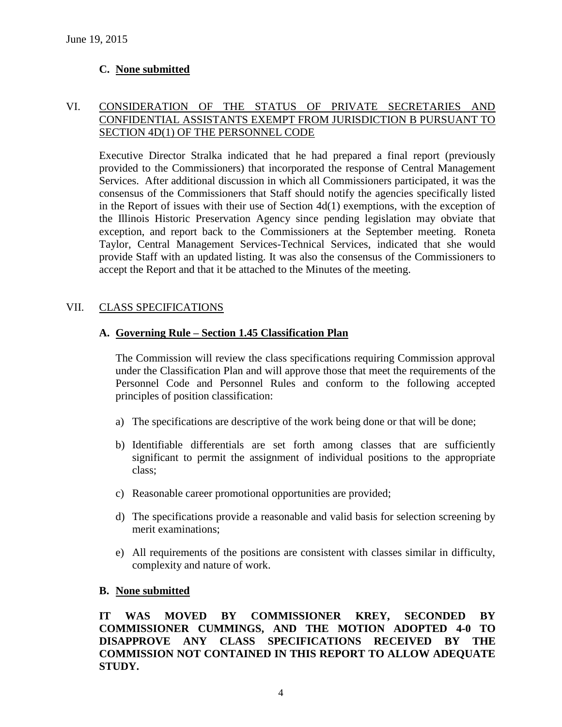June 19, 2015

### C. **None submitted**

## VI. CONSIDERATION OF THE STATUS OF PRIVATE SECRETARIES AND CONFIDENTIAL ASSISTANTS EXEMPT FROM JURISDICTION B PURSUANT TO SECTION 4D(1) OF THE PERSONNEL CODE

Executive Director Stralka indicated that he had prepared a final report (previously provided to the Commissioners) that incorporated the response of Central Management Services. After additional discussion in which all Commissioners participated, it was the consensus of the Commissioners that Staff should notify the agencies specifically listed in the Report of issues with their use of Section 4d(1) exemptions, with the exception of the Illinois Historic Preservation Agency since pending legislation may obviate that exception, and report back to the Commissioners at the September meeting. Roneta Taylor, Central Management Services-Technical Services, indicated that she would provide Staff with an updated listing. It was also the consensus of the Commissioners to accept the Report and that it be attached to the Minutes of the meeting.

## VII. CLASS SPECIFICATIONS

### A. **Governing Rule – Section 1.45 Classification Plan**

The Commission will review the class specifications requiring Commission approval under the Classification Plan and will approve those that meet the requirements of the Personnel Code and Personnel Rules and conform to the following accepted principles of position classification:

a) The specifications are descriptive of the work being done or that will be done;

b) Identifiable differentials are set forth among classes that are sufficiently significant to permit the assignment of individual positions to the appropriate class;

c) Reasonable career promotional opportunities are provided;

d) The specifications provide a reasonable and valid basis for selection screening by merit examinations;

e) All requirements of the positions are consistent with classes similar in difficulty, complexity and nature of work.

### B. **None submitted**

**IT WAS MOVED BY COMMISSIONER KREY, SECONDED BY COMMISSIONER CUMMINGS, AND THE MOTION ADOPTED 4-0 TO DISAPPROVE ANY CLASS SPECIFICATIONS RECEIVED BY THE COMMISSION NOT CONTAINED IN THIS REPORT TO ALLOW ADEQUATE STUDY.**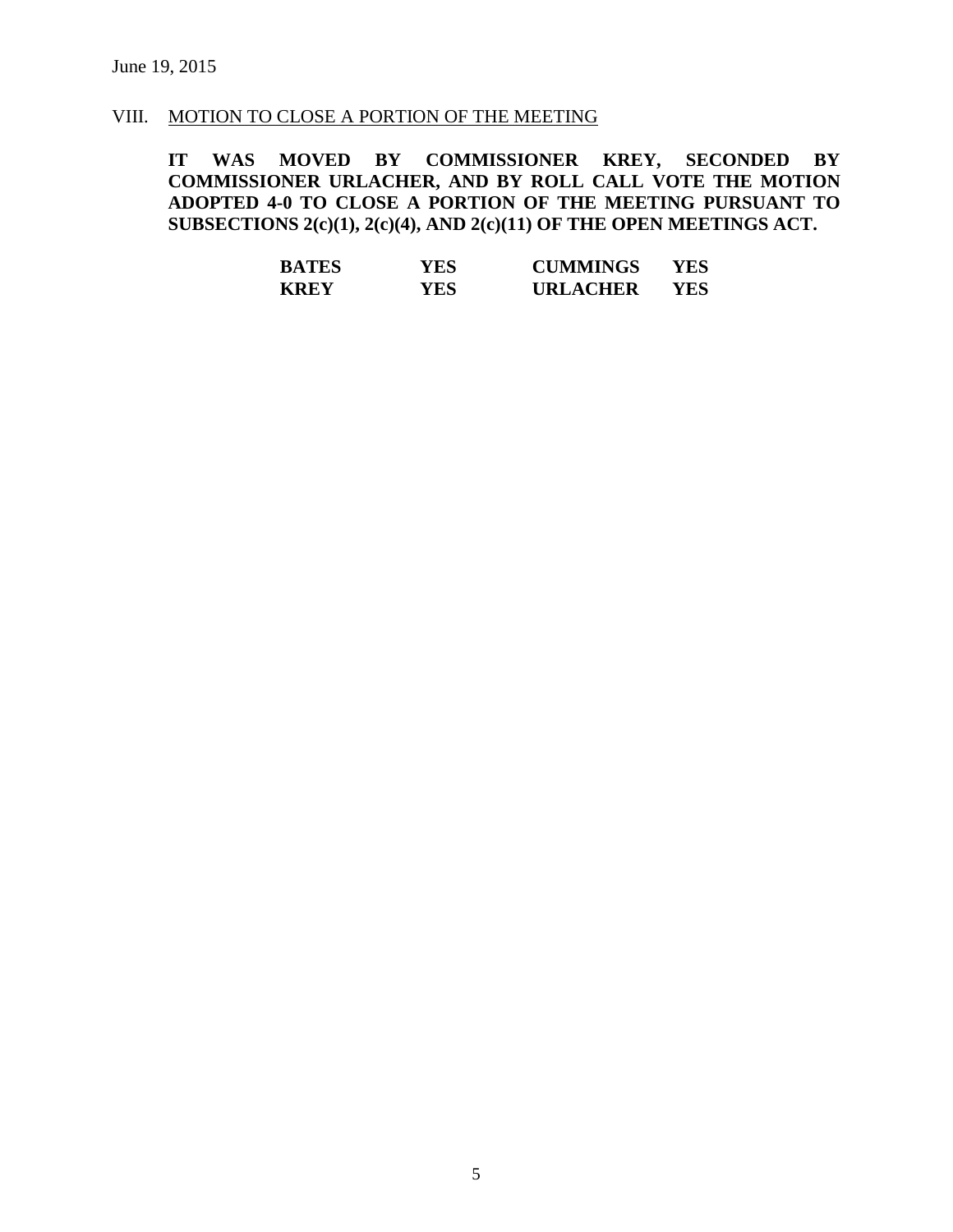## VIII. MOTION TO CLOSE A PORTION OF THE MEETING

**IT WAS MOVED BY COMMISSIONER KREY, SECONDED BY COMMISSIONER URLACHER, AND BY ROLL CALL VOTE THE MOTION ADOPTED 4-0 TO CLOSE A PORTION OF THE MEETING PURSUANT TO SUBSECTIONS 2(c)(1), 2(c)(4), AND 2(c)(11) OF THE OPEN MEETINGS ACT.**

| | | | |
|---|---|---|---|
| **BATES** | **YES** | **CUMMINGS** | **YES** |
| **KREY** | **YES** | **URLACHER** | **YES** |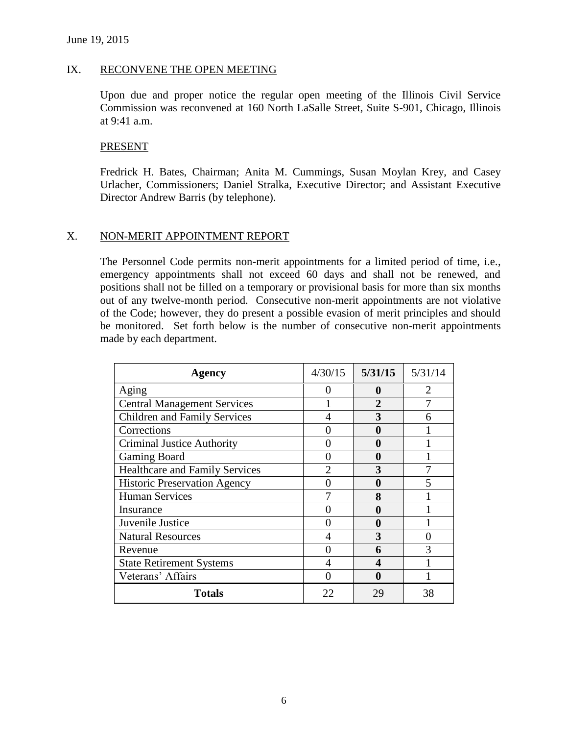June 19, 2015

## IX. RECONVENE THE OPEN MEETING

Upon due and proper notice the regular open meeting of the Illinois Civil Service Commission was reconvened at 160 North LaSalle Street, Suite S-901, Chicago, Illinois at 9:41 a.m.

### PRESENT

Fredrick H. Bates, Chairman; Anita M. Cummings, Susan Moylan Krey, and Casey Urlacher, Commissioners; Daniel Stralka, Executive Director; and Assistant Executive Director Andrew Barris (by telephone).

## X. NON-MERIT APPOINTMENT REPORT

The Personnel Code permits non-merit appointments for a limited period of time, i.e., emergency appointments shall not exceed 60 days and shall not be renewed, and positions shall not be filled on a temporary or provisional basis for more than six months out of any twelve-month period. Consecutive non-merit appointments are not violative of the Code; however, they do present a possible evasion of merit principles and should be monitored. Set forth below is the number of consecutive non-merit appointments made by each department.

| Agency | 4/30/15 | **5/31/15** | 5/31/14 |
|---|---|---|---|
| Aging | 0 | **0** | 2 |
| Central Management Services | 1 | **2** | 7 |
| Children and Family Services | 4 | **3** | 6 |
| Corrections | 0 | **0** | 1 |
| Criminal Justice Authority | 0 | **0** | 1 |
| Gaming Board | 0 | **0** | 1 |
| Healthcare and Family Services | 2 | **3** | 7 |
| Historic Preservation Agency | 0 | **0** | 5 |
| Human Services | 7 | **8** | 1 |
| Insurance | 0 | **0** | 1 |
| Juvenile Justice | 0 | **0** | 1 |
| Natural Resources | 4 | **3** | 0 |
| Revenue | 0 | **6** | 3 |
| State Retirement Systems | 4 | **4** | 1 |
| Veterans' Affairs | 0 | **0** | 1 |
| **Totals** | 22 | 29 | 38 |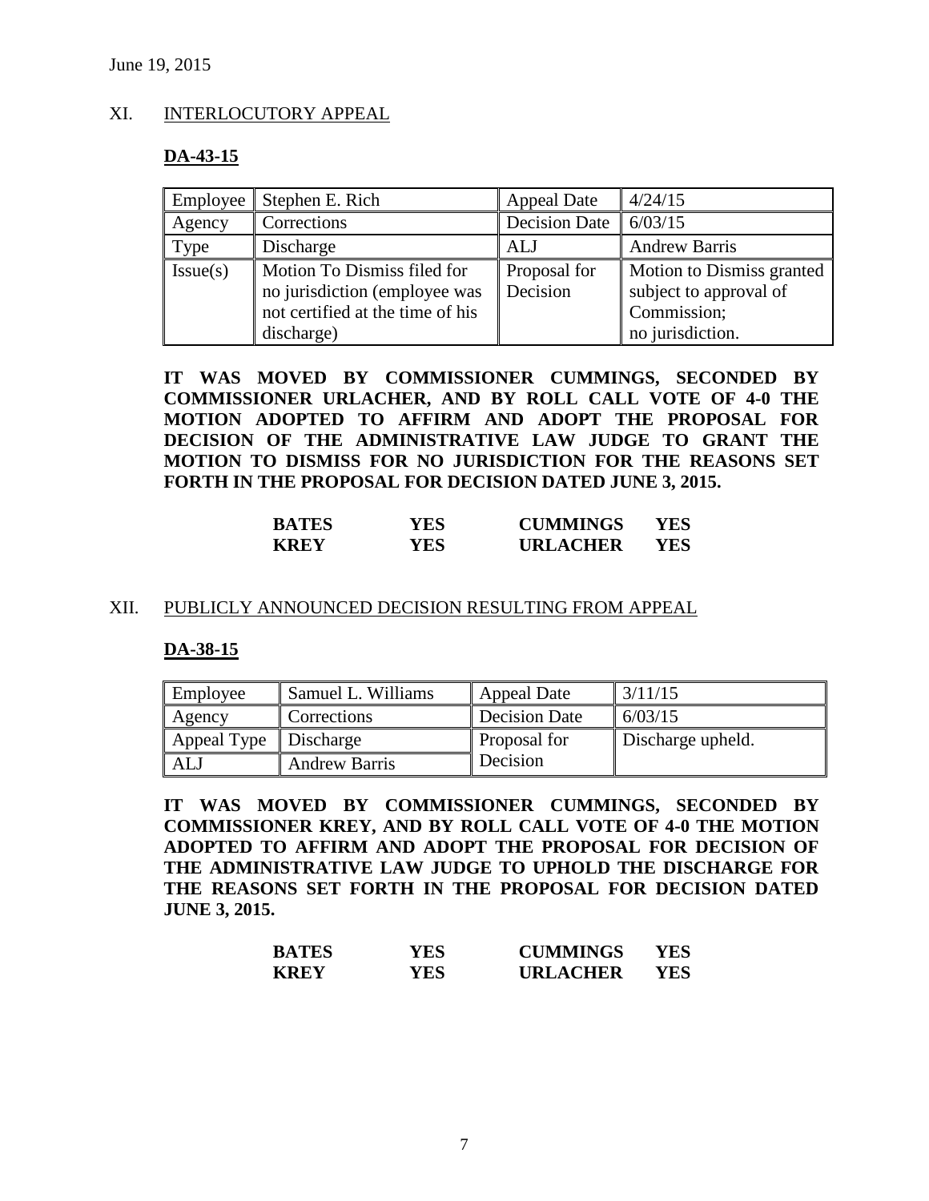June 19, 2015

## XI. INTERLOCUTORY APPEAL

### DA-43-15

| Employee | Stephen E. Rich | Appeal Date | 4/24/15 |
|---|---|---|---|
| Agency | Corrections | Decision Date | 6/03/15 |
| Type | Discharge | ALJ | Andrew Barris |
| Issue(s) | Motion To Dismiss filed for no jurisdiction (employee was not certified at the time of his discharge) | Proposal for Decision | Motion to Dismiss granted subject to approval of Commission; no jurisdiction. |

**IT WAS MOVED BY COMMISSIONER CUMMINGS, SECONDED BY COMMISSIONER URLACHER, AND BY ROLL CALL VOTE OF 4-0 THE MOTION ADOPTED TO AFFIRM AND ADOPT THE PROPOSAL FOR DECISION OF THE ADMINISTRATIVE LAW JUDGE TO GRANT THE MOTION TO DISMISS FOR NO JURISDICTION FOR THE REASONS SET FORTH IN THE PROPOSAL FOR DECISION DATED JUNE 3, 2015.**

| | | | |
|---|---|---|---|
| **BATES** | **YES** | **CUMMINGS** | **YES** |
| **KREY** | **YES** | **URLACHER** | **YES** |

## XII. PUBLICLY ANNOUNCED DECISION RESULTING FROM APPEAL

### DA-38-15

| Employee | Samuel L. Williams | Appeal Date | 3/11/15 |
|---|---|---|---|
| Agency | Corrections | Decision Date | 6/03/15 |
| Appeal Type | Discharge | Proposal for Decision | Discharge upheld. |
| ALJ | Andrew Barris | | |

**IT WAS MOVED BY COMMISSIONER CUMMINGS, SECONDED BY COMMISSIONER KREY, AND BY ROLL CALL VOTE OF 4-0 THE MOTION ADOPTED TO AFFIRM AND ADOPT THE PROPOSAL FOR DECISION OF THE ADMINISTRATIVE LAW JUDGE TO UPHOLD THE DISCHARGE FOR THE REASONS SET FORTH IN THE PROPOSAL FOR DECISION DATED JUNE 3, 2015.**

| | | | |
|---|---|---|---|
| **BATES** | **YES** | **CUMMINGS** | **YES** |
| **KREY** | **YES** | **URLACHER** | **YES** |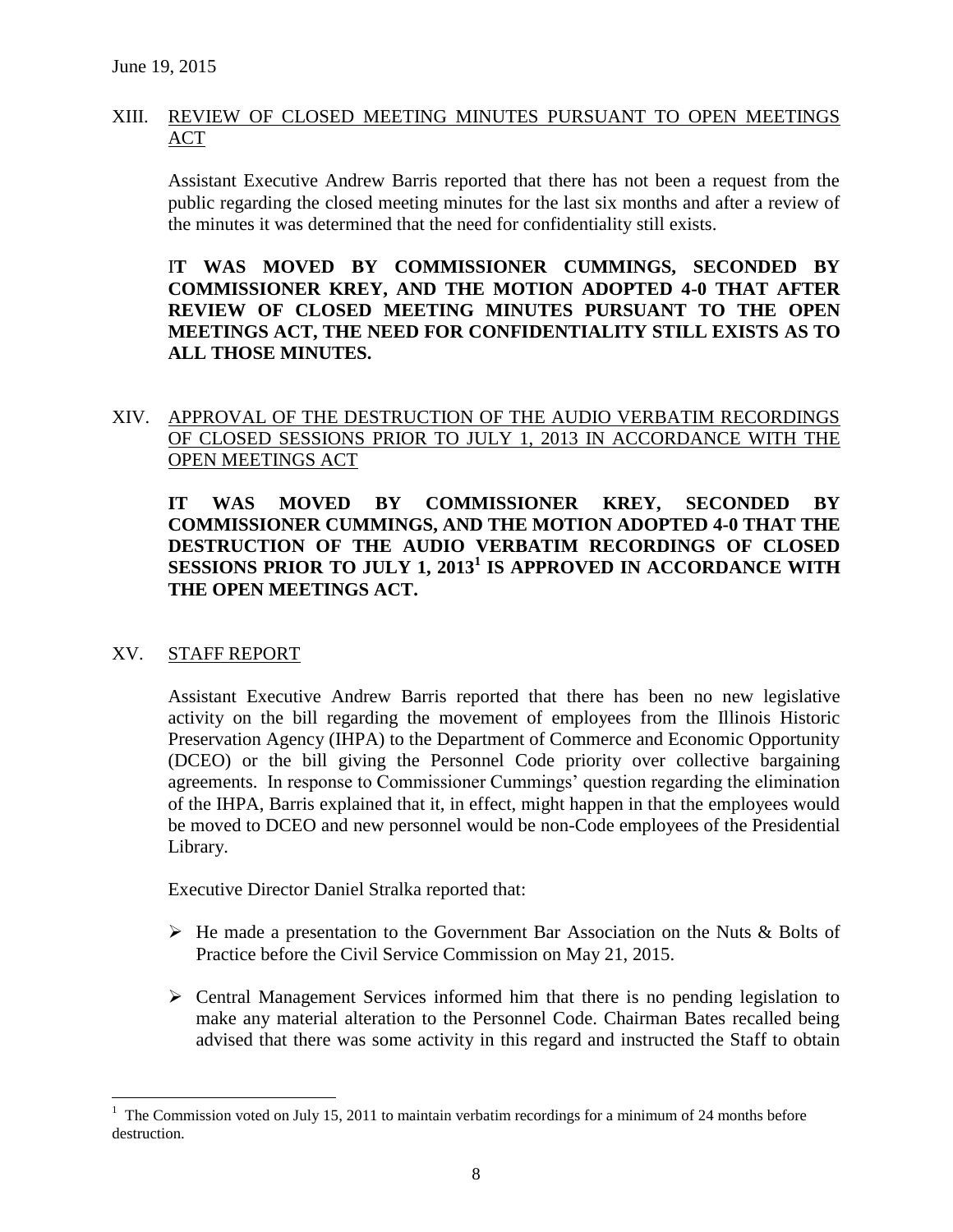## XIII. REVIEW OF CLOSED MEETING MINUTES PURSUANT TO OPEN MEETINGS ACT

Assistant Executive Andrew Barris reported that there has not been a request from the public regarding the closed meeting minutes for the last six months and after a review of the minutes it was determined that the need for confidentiality still exists.

**IT WAS MOVED BY COMMISSIONER CUMMINGS, SECONDED BY COMMISSIONER KREY, AND THE MOTION ADOPTED 4-0 THAT AFTER REVIEW OF CLOSED MEETING MINUTES PURSUANT TO THE OPEN MEETINGS ACT, THE NEED FOR CONFIDENTIALITY STILL EXISTS AS TO ALL THOSE MINUTES.**

## XIV. APPROVAL OF THE DESTRUCTION OF THE AUDIO VERBATIM RECORDINGS OF CLOSED SESSIONS PRIOR TO JULY 1, 2013 IN ACCORDANCE WITH THE OPEN MEETINGS ACT

**IT WAS MOVED BY COMMISSIONER KREY, SECONDED BY COMMISSIONER CUMMINGS, AND THE MOTION ADOPTED 4-0 THAT THE DESTRUCTION OF THE AUDIO VERBATIM RECORDINGS OF CLOSED SESSIONS PRIOR TO JULY 1, 2013[1] IS APPROVED IN ACCORDANCE WITH THE OPEN MEETINGS ACT.**

## XV. STAFF REPORT

Assistant Executive Andrew Barris reported that there has been no new legislative activity on the bill regarding the movement of employees from the Illinois Historic Preservation Agency (IHPA) to the Department of Commerce and Economic Opportunity (DCEO) or the bill giving the Personnel Code priority over collective bargaining agreements. In response to Commissioner Cummings' question regarding the elimination of the IHPA, Barris explained that it, in effect, might happen in that the employees would be moved to DCEO and new personnel would be non-Code employees of the Presidential Library.

Executive Director Daniel Stralka reported that:

- He made a presentation to the Government Bar Association on the Nuts & Bolts of Practice before the Civil Service Commission on May 21, 2015.
- Central Management Services informed him that there is no pending legislation to make any material alteration to the Personnel Code. Chairman Bates recalled being advised that there was some activity in this regard and instructed the Staff to obtain

[1] The Commission voted on July 15, 2011 to maintain verbatim recordings for a minimum of 24 months before destruction.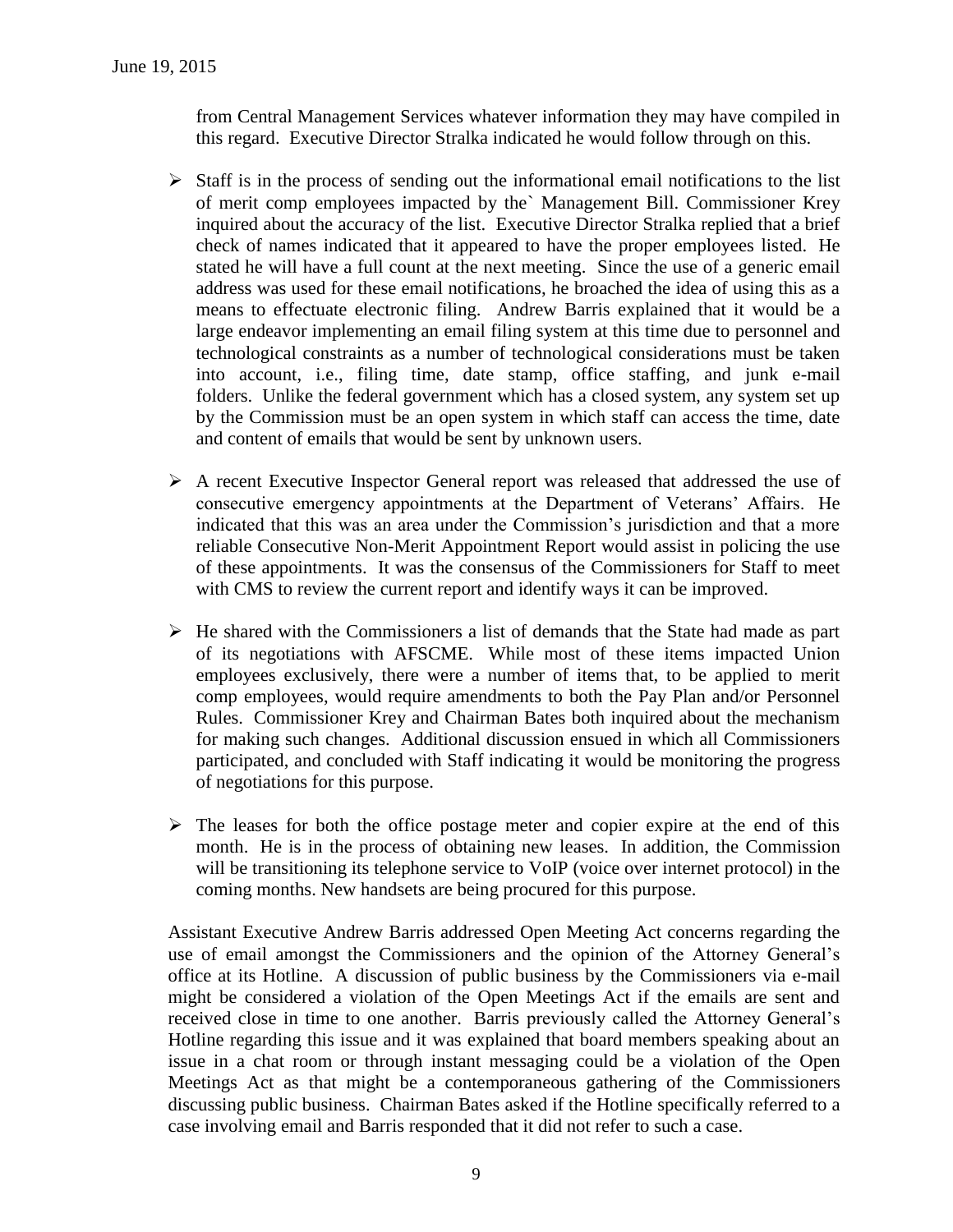from Central Management Services whatever information they may have compiled in this regard. Executive Director Stralka indicated he would follow through on this.

- Staff is in the process of sending out the informational email notifications to the list of merit comp employees impacted by the` Management Bill. Commissioner Krey inquired about the accuracy of the list. Executive Director Stralka replied that a brief check of names indicated that it appeared to have the proper employees listed. He stated he will have a full count at the next meeting. Since the use of a generic email address was used for these email notifications, he broached the idea of using this as a means to effectuate electronic filing. Andrew Barris explained that it would be a large endeavor implementing an email filing system at this time due to personnel and technological constraints as a number of technological considerations must be taken into account, i.e., filing time, date stamp, office staffing, and junk e-mail folders. Unlike the federal government which has a closed system, any system set up by the Commission must be an open system in which staff can access the time, date and content of emails that would be sent by unknown users.

- A recent Executive Inspector General report was released that addressed the use of consecutive emergency appointments at the Department of Veterans' Affairs. He indicated that this was an area under the Commission's jurisdiction and that a more reliable Consecutive Non-Merit Appointment Report would assist in policing the use of these appointments. It was the consensus of the Commissioners for Staff to meet with CMS to review the current report and identify ways it can be improved.

- He shared with the Commissioners a list of demands that the State had made as part of its negotiations with AFSCME. While most of these items impacted Union employees exclusively, there were a number of items that, to be applied to merit comp employees, would require amendments to both the Pay Plan and/or Personnel Rules. Commissioner Krey and Chairman Bates both inquired about the mechanism for making such changes. Additional discussion ensued in which all Commissioners participated, and concluded with Staff indicating it would be monitoring the progress of negotiations for this purpose.

- The leases for both the office postage meter and copier expire at the end of this month. He is in the process of obtaining new leases. In addition, the Commission will be transitioning its telephone service to VoIP (voice over internet protocol) in the coming months. New handsets are being procured for this purpose.

Assistant Executive Andrew Barris addressed Open Meeting Act concerns regarding the use of email amongst the Commissioners and the opinion of the Attorney General's office at its Hotline. A discussion of public business by the Commissioners via e-mail might be considered a violation of the Open Meetings Act if the emails are sent and received close in time to one another. Barris previously called the Attorney General's Hotline regarding this issue and it was explained that board members speaking about an issue in a chat room or through instant messaging could be a violation of the Open Meetings Act as that might be a contemporaneous gathering of the Commissioners discussing public business. Chairman Bates asked if the Hotline specifically referred to a case involving email and Barris responded that it did not refer to such a case.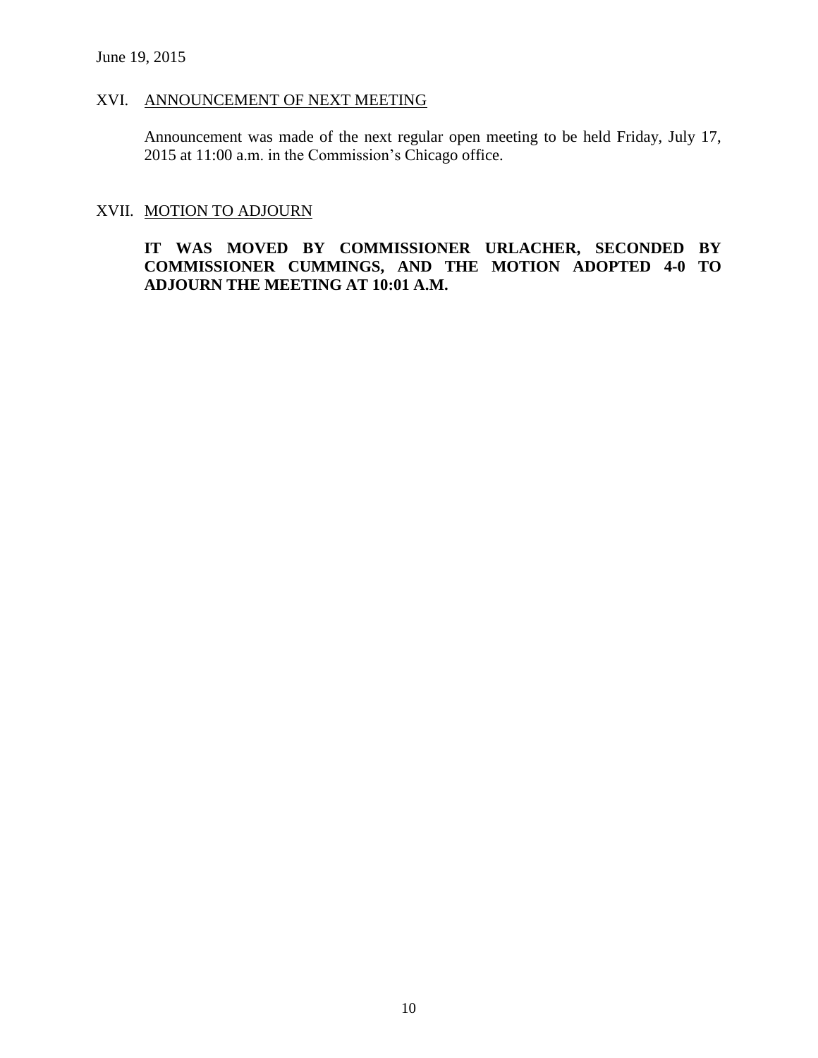## XVI. ANNOUNCEMENT OF NEXT MEETING

Announcement was made of the next regular open meeting to be held Friday, July 17, 2015 at 11:00 a.m. in the Commission's Chicago office.

## XVII. MOTION TO ADJOURN

**IT WAS MOVED BY COMMISSIONER URLACHER, SECONDED BY COMMISSIONER CUMMINGS, AND THE MOTION ADOPTED 4-0 TO ADJOURN THE MEETING AT 10:01 A.M.**